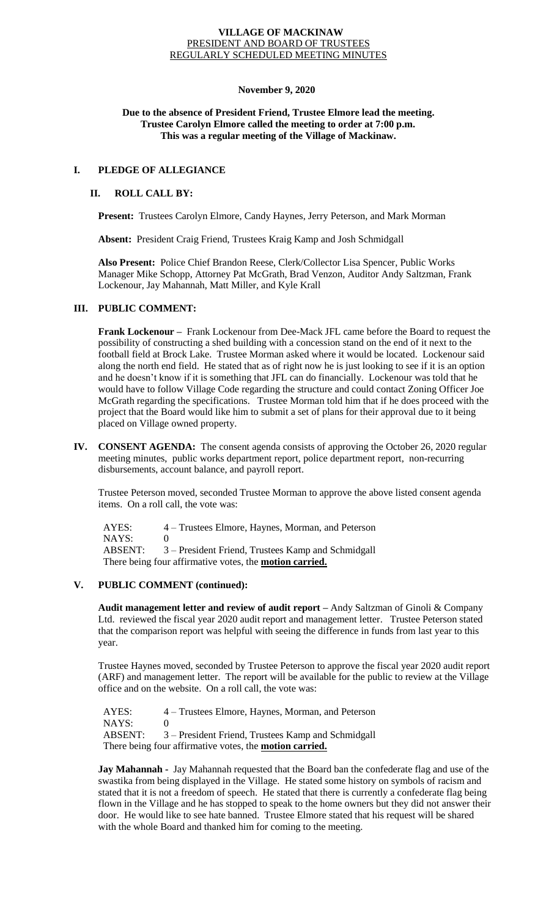**VILLAGE OF MACKINAW**
PRESIDENT AND BOARD OF TRUSTEES
REGULARLY SCHEDULED MEETING MINUTES

**November 9, 2020**

**Due to the absence of President Friend, Trustee Elmore lead the meeting.**
**Trustee Carolyn Elmore called the meeting to order at 7:00 p.m.**
**This was a regular meeting of the Village of Mackinaw.**

## I. PLEDGE OF ALLEGIANCE

### II. ROLL CALL BY:

**Present:** Trustees Carolyn Elmore, Candy Haynes, Jerry Peterson, and Mark Morman

**Absent:** President Craig Friend, Trustees Kraig Kamp and Josh Schmidgall

**Also Present:** Police Chief Brandon Reese, Clerk/Collector Lisa Spencer, Public Works Manager Mike Schopp, Attorney Pat McGrath, Brad Venzon, Auditor Andy Saltzman, Frank Lockenour, Jay Mahannah, Matt Miller, and Kyle Krall

## III. PUBLIC COMMENT:

**Frank Lockenour –** Frank Lockenour from Dee-Mack JFL came before the Board to request the possibility of constructing a shed building with a concession stand on the end of it next to the football field at Brock Lake. Trustee Morman asked where it would be located. Lockenour said along the north end field. He stated that as of right now he is just looking to see if it is an option and he doesn't know if it is something that JFL can do financially. Lockenour was told that he would have to follow Village Code regarding the structure and could contact Zoning Officer Joe McGrath regarding the specifications. Trustee Morman told him that if he does proceed with the project that the Board would like him to submit a set of plans for their approval due to it being placed on Village owned property.

## IV. CONSENT AGENDA:

The consent agenda consists of approving the October 26, 2020 regular meeting minutes, public works department report, police department report, non-recurring disbursements, account balance, and payroll report.

Trustee Peterson moved, seconded Trustee Morman to approve the above listed consent agenda items. On a roll call, the vote was:

AYES: 4 – Trustees Elmore, Haynes, Morman, and Peterson
NAYS: 0
ABSENT: 3 – President Friend, Trustees Kamp and Schmidgall
There being four affirmative votes, the **motion carried.**

## V. PUBLIC COMMENT (continued):

**Audit management letter and review of audit report –** Andy Saltzman of Ginoli & Company Ltd. reviewed the fiscal year 2020 audit report and management letter. Trustee Peterson stated that the comparison report was helpful with seeing the difference in funds from last year to this year.

Trustee Haynes moved, seconded by Trustee Peterson to approve the fiscal year 2020 audit report (ARF) and management letter. The report will be available for the public to review at the Village office and on the website. On a roll call, the vote was:

AYES: 4 – Trustees Elmore, Haynes, Morman, and Peterson
NAYS: 0
ABSENT: 3 – President Friend, Trustees Kamp and Schmidgall
There being four affirmative votes, the **motion carried.**

**Jay Mahannah -** Jay Mahannah requested that the Board ban the confederate flag and use of the swastika from being displayed in the Village. He stated some history on symbols of racism and stated that it is not a freedom of speech. He stated that there is currently a confederate flag being flown in the Village and he has stopped to speak to the home owners but they did not answer their door. He would like to see hate banned. Trustee Elmore stated that his request will be shared with the whole Board and thanked him for coming to the meeting.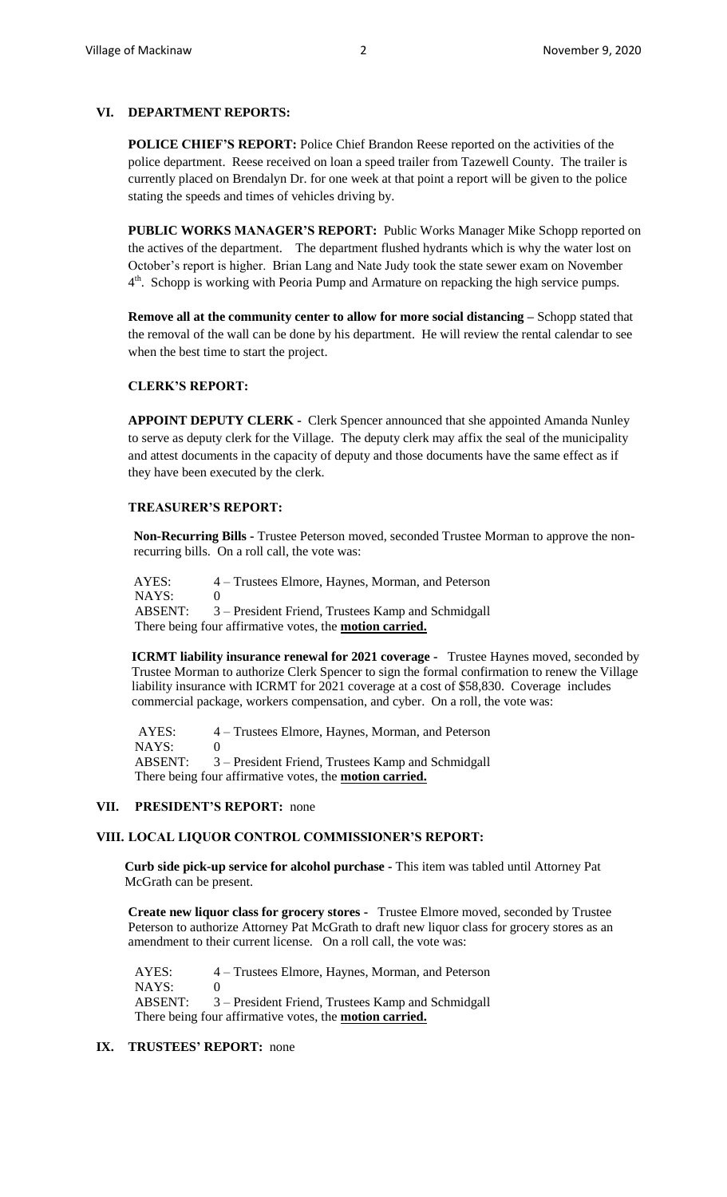## VI. DEPARTMENT REPORTS:

**POLICE CHIEF'S REPORT:** Police Chief Brandon Reese reported on the activities of the police department. Reese received on loan a speed trailer from Tazewell County. The trailer is currently placed on Brendalyn Dr. for one week at that point a report will be given to the police stating the speeds and times of vehicles driving by.

**PUBLIC WORKS MANAGER'S REPORT:** Public Works Manager Mike Schopp reported on the actives of the department. The department flushed hydrants which is why the water lost on October's report is higher. Brian Lang and Nate Judy took the state sewer exam on November 4th. Schopp is working with Peoria Pump and Armature on repacking the high service pumps.

**Remove all at the community center to allow for more social distancing –** Schopp stated that the removal of the wall can be done by his department. He will review the rental calendar to see when the best time to start the project.

**CLERK'S REPORT:**

**APPOINT DEPUTY CLERK -** Clerk Spencer announced that she appointed Amanda Nunley to serve as deputy clerk for the Village. The deputy clerk may affix the seal of the municipality and attest documents in the capacity of deputy and those documents have the same effect as if they have been executed by the clerk.

**TREASURER'S REPORT:**

**Non-Recurring Bills -** Trustee Peterson moved, seconded Trustee Morman to approve the non-recurring bills. On a roll call, the vote was:

AYES: 4 – Trustees Elmore, Haynes, Morman, and Peterson
NAYS: 0
ABSENT: 3 – President Friend, Trustees Kamp and Schmidgall
There being four affirmative votes, the **motion carried.**

**ICRMT liability insurance renewal for 2021 coverage -** Trustee Haynes moved, seconded by Trustee Morman to authorize Clerk Spencer to sign the formal confirmation to renew the Village liability insurance with ICRMT for 2021 coverage at a cost of $58,830. Coverage includes commercial package, workers compensation, and cyber. On a roll, the vote was:

AYES: 4 – Trustees Elmore, Haynes, Morman, and Peterson
NAYS: 0
ABSENT: 3 – President Friend, Trustees Kamp and Schmidgall
There being four affirmative votes, the **motion carried.**

## VII. PRESIDENT'S REPORT: none

## VIII. LOCAL LIQUOR CONTROL COMMISSIONER'S REPORT:

**Curb side pick-up service for alcohol purchase -** This item was tabled until Attorney Pat McGrath can be present.

**Create new liquor class for grocery stores -** Trustee Elmore moved, seconded by Trustee Peterson to authorize Attorney Pat McGrath to draft new liquor class for grocery stores as an amendment to their current license. On a roll call, the vote was:

AYES: 4 – Trustees Elmore, Haynes, Morman, and Peterson
NAYS: 0
ABSENT: 3 – President Friend, Trustees Kamp and Schmidgall
There being four affirmative votes, the **motion carried.**

## IX. TRUSTEES' REPORT: none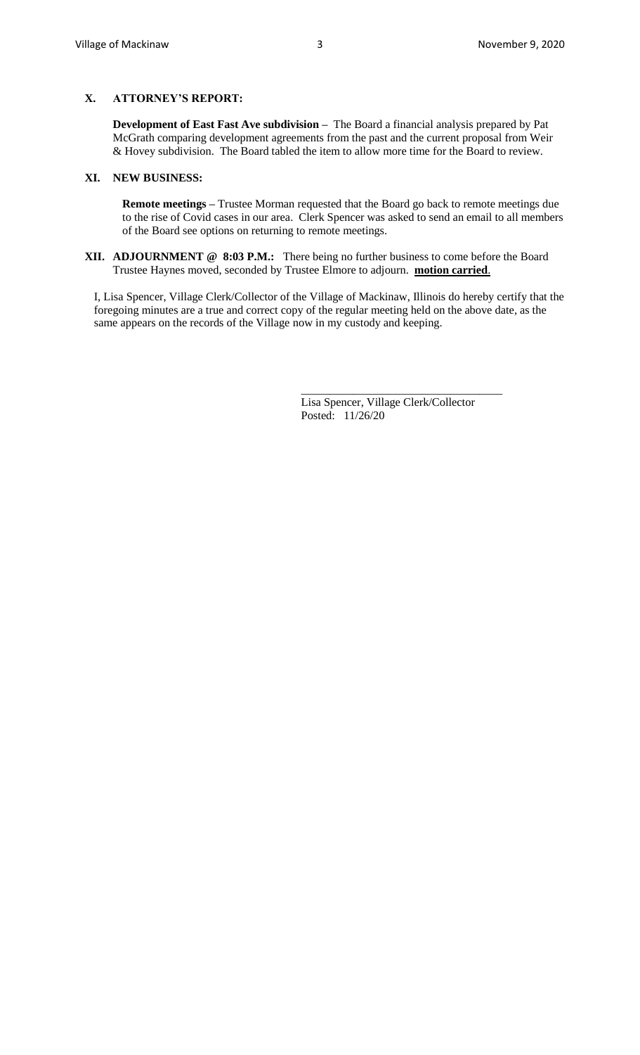## X. ATTORNEY'S REPORT:

**Development of East Fast Ave subdivision –** The Board a financial analysis prepared by Pat McGrath comparing development agreements from the past and the current proposal from Weir & Hovey subdivision. The Board tabled the item to allow more time for the Board to review.

## XI. NEW BUSINESS:

**Remote meetings –** Trustee Morman requested that the Board go back to remote meetings due to the rise of Covid cases in our area. Clerk Spencer was asked to send an email to all members of the Board see options on returning to remote meetings.

**XII. ADJOURNMENT @ 8:03 P.M.:** There being no further business to come before the Board Trustee Haynes moved, seconded by Trustee Elmore to adjourn. **motion carried**.

I, Lisa Spencer, Village Clerk/Collector of the Village of Mackinaw, Illinois do hereby certify that the foregoing minutes are a true and correct copy of the regular meeting held on the above date, as the same appears on the records of the Village now in my custody and keeping.

\_\_\_\_\_\_\_\_\_\_\_\_\_\_\_\_\_\_\_\_\_\_\_\_\_\_\_\_\_\_\_\_\_\_\_

Lisa Spencer, Village Clerk/Collector
Posted: 11/26/20